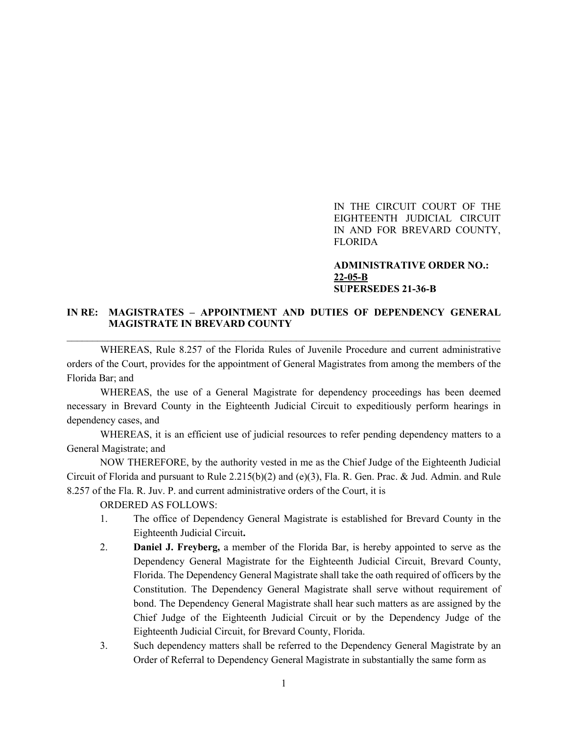IN THE CIRCUIT COURT OF THE EIGHTEENTH JUDICIAL CIRCUIT IN AND FOR BREVARD COUNTY, FLORIDA

**ADMINISTRATIVE ORDER NO.: 22-05-B**
**SUPERSEDES 21-36-B**

**IN RE: MAGISTRATES – APPOINTMENT AND DUTIES OF DEPENDENCY GENERAL MAGISTRATE IN BREVARD COUNTY**

---

WHEREAS, Rule 8.257 of the Florida Rules of Juvenile Procedure and current administrative orders of the Court, provides for the appointment of General Magistrates from among the members of the Florida Bar; and

WHEREAS, the use of a General Magistrate for dependency proceedings has been deemed necessary in Brevard County in the Eighteenth Judicial Circuit to expeditiously perform hearings in dependency cases, and

WHEREAS, it is an efficient use of judicial resources to refer pending dependency matters to a General Magistrate; and

NOW THEREFORE, by the authority vested in me as the Chief Judge of the Eighteenth Judicial Circuit of Florida and pursuant to Rule 2.215(b)(2) and (e)(3), Fla. R. Gen. Prac. & Jud. Admin. and Rule 8.257 of the Fla. R. Juv. P. and current administrative orders of the Court, it is

ORDERED AS FOLLOWS:

1. The office of Dependency General Magistrate is established for Brevard County in the Eighteenth Judicial Circuit.
2. **Daniel J. Freyberg,** a member of the Florida Bar, is hereby appointed to serve as the Dependency General Magistrate for the Eighteenth Judicial Circuit, Brevard County, Florida. The Dependency General Magistrate shall take the oath required of officers by the Constitution. The Dependency General Magistrate shall serve without requirement of bond. The Dependency General Magistrate shall hear such matters as are assigned by the Chief Judge of the Eighteenth Judicial Circuit or by the Dependency Judge of the Eighteenth Judicial Circuit, for Brevard County, Florida.
3. Such dependency matters shall be referred to the Dependency General Magistrate by an Order of Referral to Dependency General Magistrate in substantially the same form as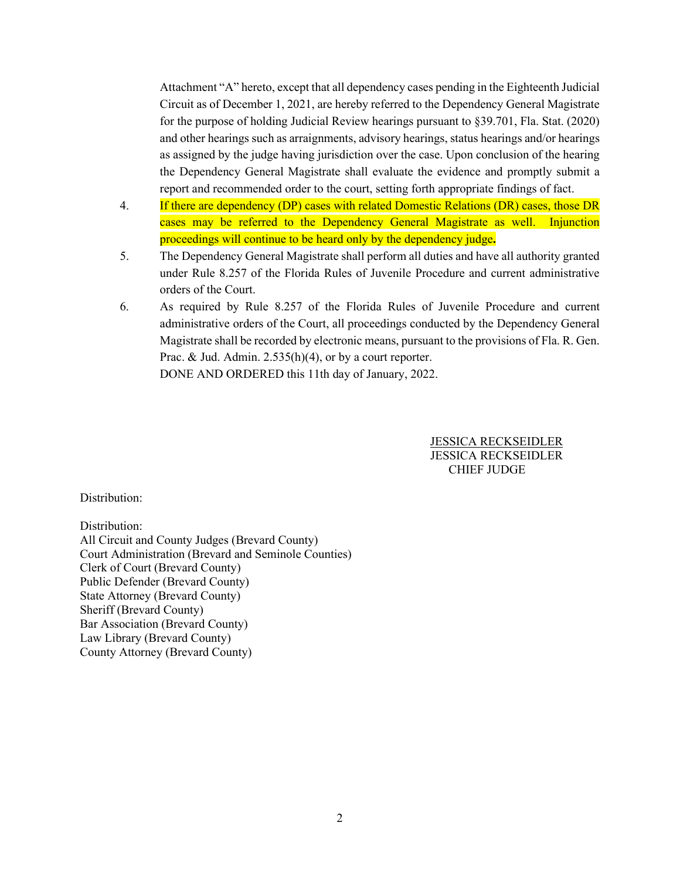Attachment "A" hereto, except that all dependency cases pending in the Eighteenth Judicial Circuit as of December 1, 2021, are hereby referred to the Dependency General Magistrate for the purpose of holding Judicial Review hearings pursuant to §39.701, Fla. Stat. (2020) and other hearings such as arraignments, advisory hearings, status hearings and/or hearings as assigned by the judge having jurisdiction over the case. Upon conclusion of the hearing the Dependency General Magistrate shall evaluate the evidence and promptly submit a report and recommended order to the court, setting forth appropriate findings of fact.

4. If there are dependency (DP) cases with related Domestic Relations (DR) cases, those DR cases may be referred to the Dependency General Magistrate as well. Injunction proceedings will continue to be heard only by the dependency judge**.**

5. The Dependency General Magistrate shall perform all duties and have all authority granted under Rule 8.257 of the Florida Rules of Juvenile Procedure and current administrative orders of the Court.

6. As required by Rule 8.257 of the Florida Rules of Juvenile Procedure and current administrative orders of the Court, all proceedings conducted by the Dependency General Magistrate shall be recorded by electronic means, pursuant to the provisions of Fla. R. Gen. Prac. & Jud. Admin. 2.535(h)(4), or by a court reporter.

DONE AND ORDERED this 11th day of January, 2022.

JESSICA RECKSEIDLER
JESSICA RECKSEIDLER
CHIEF JUDGE

Distribution:

Distribution:
All Circuit and County Judges (Brevard County)
Court Administration (Brevard and Seminole Counties)
Clerk of Court (Brevard County)
Public Defender (Brevard County)
State Attorney (Brevard County)
Sheriff (Brevard County)
Bar Association (Brevard County)
Law Library (Brevard County)
County Attorney (Brevard County)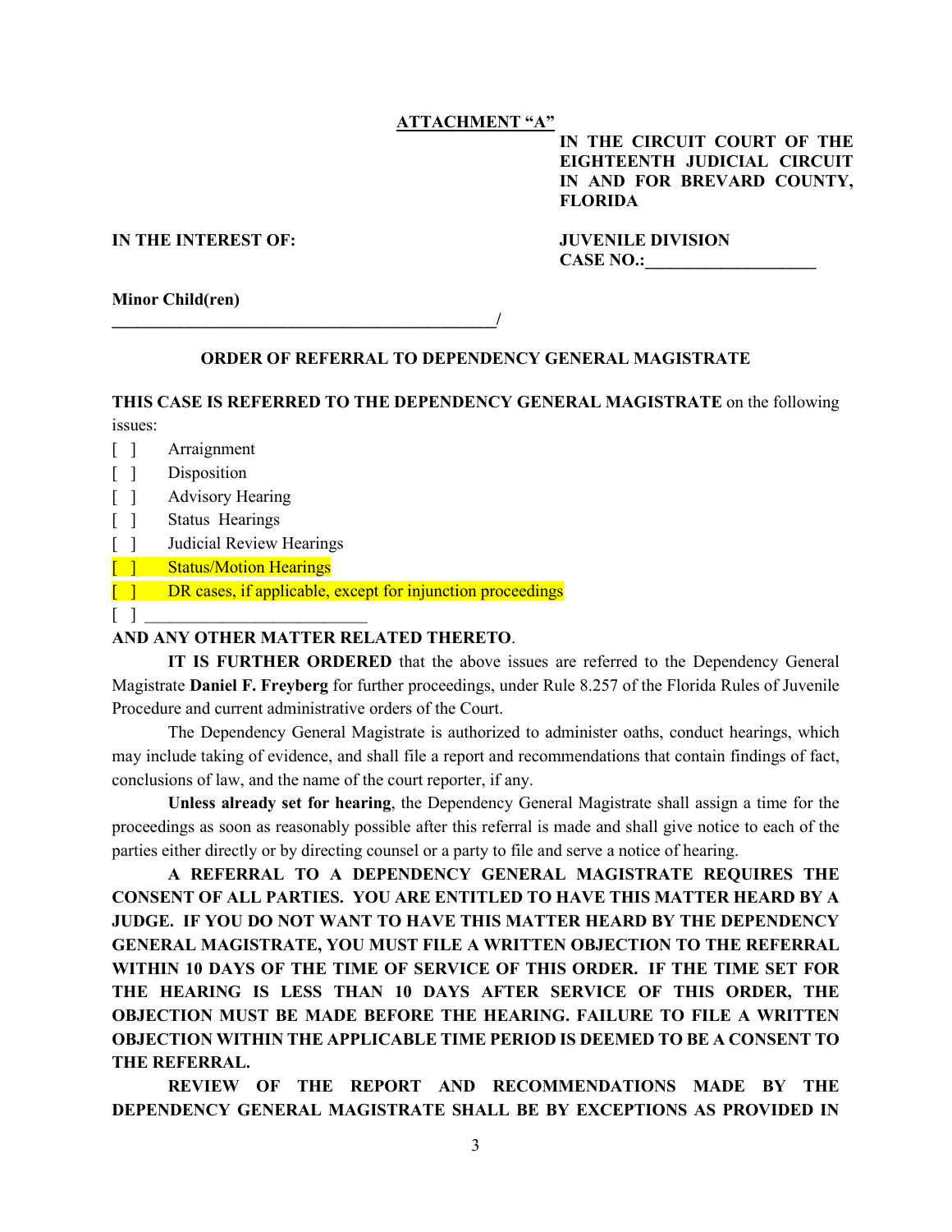**ATTACHMENT "A"**

**IN THE CIRCUIT COURT OF THE EIGHTEENTH JUDICIAL CIRCUIT IN AND FOR BREVARD COUNTY, FLORIDA**

**IN THE INTEREST OF:**

**JUVENILE DIVISION**
**CASE NO.:____________________**

**Minor Child(ren)**
**______________________________________________/**

**ORDER OF REFERRAL TO DEPENDENCY GENERAL MAGISTRATE**

**THIS CASE IS REFERRED TO THE DEPENDENCY GENERAL MAGISTRATE** on the following issues:

[ ] Arraignment
[ ] Disposition
[ ] Advisory Hearing
[ ] Status Hearings
[ ] Judicial Review Hearings
[ ] Status/Motion Hearings
[ ] DR cases, if applicable, except for injunction proceedings
[ ] __________________________

**AND ANY OTHER MATTER RELATED THERETO**.

**IT IS FURTHER ORDERED** that the above issues are referred to the Dependency General Magistrate **Daniel F. Freyberg** for further proceedings, under Rule 8.257 of the Florida Rules of Juvenile Procedure and current administrative orders of the Court.

The Dependency General Magistrate is authorized to administer oaths, conduct hearings, which may include taking of evidence, and shall file a report and recommendations that contain findings of fact, conclusions of law, and the name of the court reporter, if any.

**Unless already set for hearing**, the Dependency General Magistrate shall assign a time for the proceedings as soon as reasonably possible after this referral is made and shall give notice to each of the parties either directly or by directing counsel or a party to file and serve a notice of hearing.

**A REFERRAL TO A DEPENDENCY GENERAL MAGISTRATE REQUIRES THE CONSENT OF ALL PARTIES. YOU ARE ENTITLED TO HAVE THIS MATTER HEARD BY A JUDGE. IF YOU DO NOT WANT TO HAVE THIS MATTER HEARD BY THE DEPENDENCY GENERAL MAGISTRATE, YOU MUST FILE A WRITTEN OBJECTION TO THE REFERRAL WITHIN 10 DAYS OF THE TIME OF SERVICE OF THIS ORDER. IF THE TIME SET FOR THE HEARING IS LESS THAN 10 DAYS AFTER SERVICE OF THIS ORDER, THE OBJECTION MUST BE MADE BEFORE THE HEARING. FAILURE TO FILE A WRITTEN OBJECTION WITHIN THE APPLICABLE TIME PERIOD IS DEEMED TO BE A CONSENT TO THE REFERRAL.**

**REVIEW OF THE REPORT AND RECOMMENDATIONS MADE BY THE DEPENDENCY GENERAL MAGISTRATE SHALL BE BY EXCEPTIONS AS PROVIDED IN**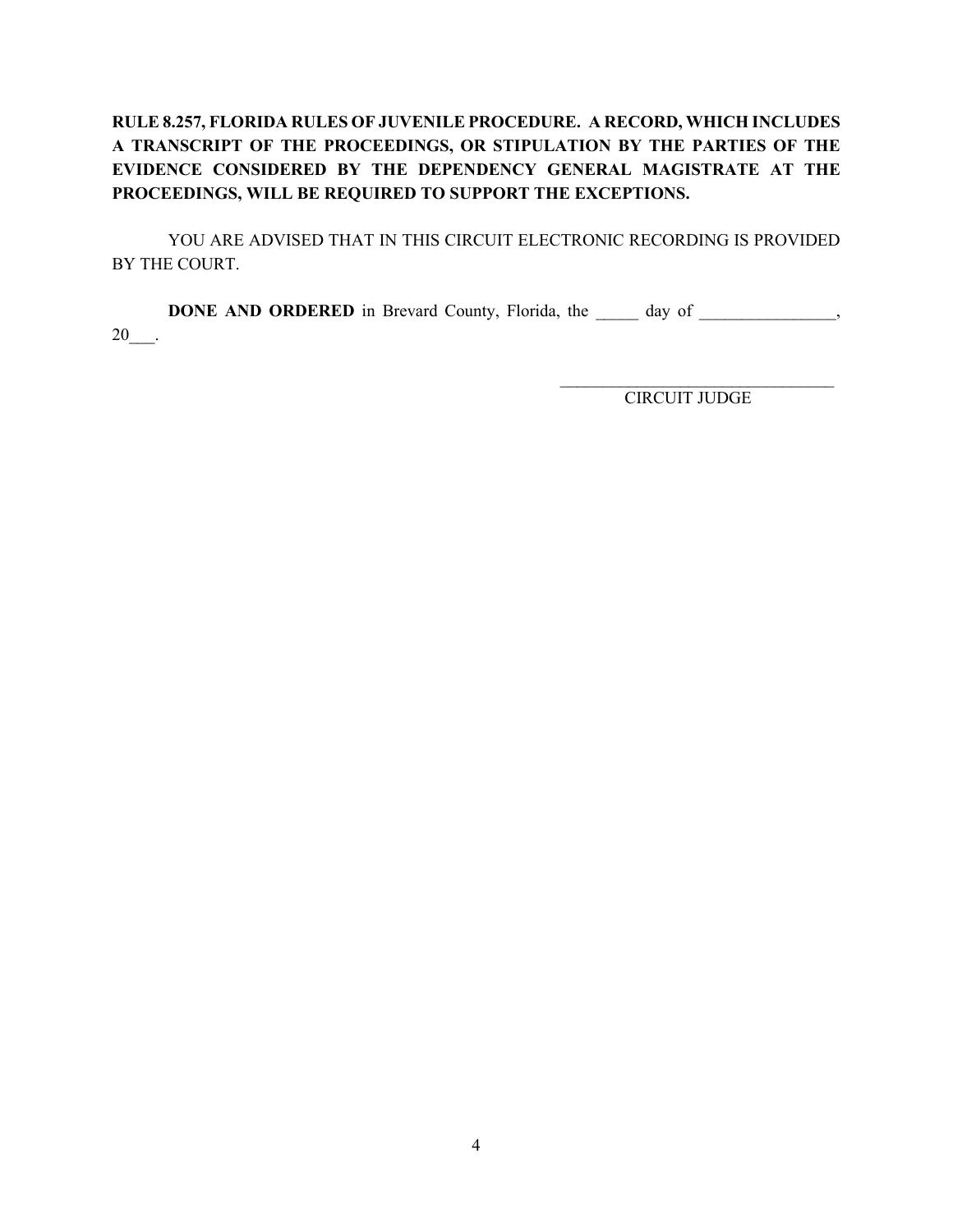**RULE 8.257, FLORIDA RULES OF JUVENILE PROCEDURE. A RECORD, WHICH INCLUDES A TRANSCRIPT OF THE PROCEEDINGS, OR STIPULATION BY THE PARTIES OF THE EVIDENCE CONSIDERED BY THE DEPENDENCY GENERAL MAGISTRATE AT THE PROCEEDINGS, WILL BE REQUIRED TO SUPPORT THE EXCEPTIONS.**

YOU ARE ADVISED THAT IN THIS CIRCUIT ELECTRONIC RECORDING IS PROVIDED BY THE COURT.

**DONE AND ORDERED** in Brevard County, Florida, the _____ day of ________________, 20___.

_________________________________
CIRCUIT JUDGE